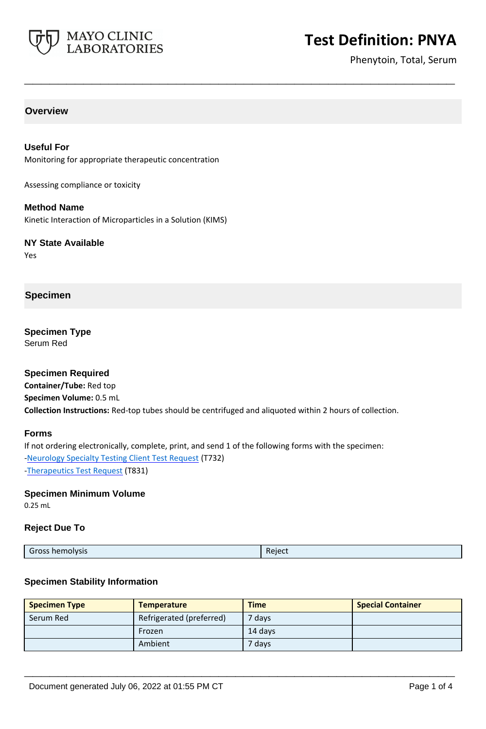# Test Definition: PNYA

Phenytoin, Total, Serum

## Overview

### Useful For

Monitoring for appropriate therapeutic concentration

Assessing compliance or toxicity

### Method Name

Kinetic Interaction of Microparticles in a Solution (KIMS)

### NY State Available

Yes

## Specimen

### Specimen Type

Serum Red

### Specimen Required

**Container/Tube:** Red top

**Specimen Volume:** 0.5 mL

**Collection Instructions:** Red-top tubes should be centrifuged and aliquoted within 2 hours of collection.

### Forms

If not ordering electronically, complete, print, and send 1 of the following forms with the specimen:

-Neurology Specialty Testing Client Test Request (T732)

-Therapeutics Test Request (T831)

### Specimen Minimum Volume

0.25 mL

### Reject Due To

| | |
|---|---|
| Gross hemolysis | Reject |

### Specimen Stability Information

| Specimen Type | Temperature | Time | Special Container |
|---|---|---|---|
| Serum Red | Refrigerated (preferred) | 7 days | |
| | Frozen | 14 days | |
| | Ambient | 7 days | |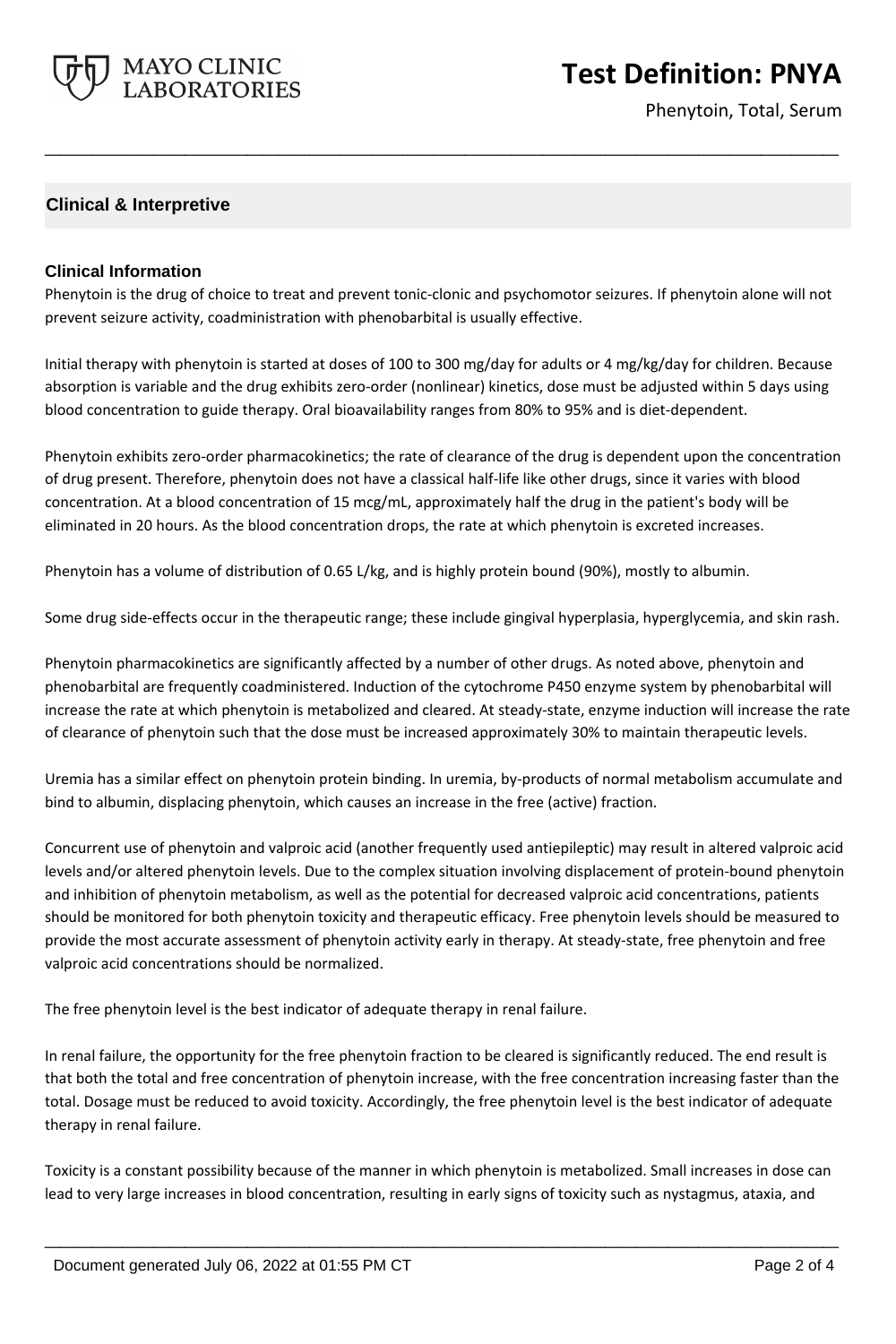## Clinical & Interpretive

### Clinical Information

Phenytoin is the drug of choice to treat and prevent tonic-clonic and psychomotor seizures. If phenytoin alone will not prevent seizure activity, coadministration with phenobarbital is usually effective.

Initial therapy with phenytoin is started at doses of 100 to 300 mg/day for adults or 4 mg/kg/day for children. Because absorption is variable and the drug exhibits zero-order (nonlinear) kinetics, dose must be adjusted within 5 days using blood concentration to guide therapy. Oral bioavailability ranges from 80% to 95% and is diet-dependent.

Phenytoin exhibits zero-order pharmacokinetics; the rate of clearance of the drug is dependent upon the concentration of drug present. Therefore, phenytoin does not have a classical half-life like other drugs, since it varies with blood concentration. At a blood concentration of 15 mcg/mL, approximately half the drug in the patient's body will be eliminated in 20 hours. As the blood concentration drops, the rate at which phenytoin is excreted increases.

Phenytoin has a volume of distribution of 0.65 L/kg, and is highly protein bound (90%), mostly to albumin.

Some drug side-effects occur in the therapeutic range; these include gingival hyperplasia, hyperglycemia, and skin rash.

Phenytoin pharmacokinetics are significantly affected by a number of other drugs. As noted above, phenytoin and phenobarbital are frequently coadministered. Induction of the cytochrome P450 enzyme system by phenobarbital will increase the rate at which phenytoin is metabolized and cleared. At steady-state, enzyme induction will increase the rate of clearance of phenytoin such that the dose must be increased approximately 30% to maintain therapeutic levels.

Uremia has a similar effect on phenytoin protein binding. In uremia, by-products of normal metabolism accumulate and bind to albumin, displacing phenytoin, which causes an increase in the free (active) fraction.

Concurrent use of phenytoin and valproic acid (another frequently used antiepileptic) may result in altered valproic acid levels and/or altered phenytoin levels. Due to the complex situation involving displacement of protein-bound phenytoin and inhibition of phenytoin metabolism, as well as the potential for decreased valproic acid concentrations, patients should be monitored for both phenytoin toxicity and therapeutic efficacy. Free phenytoin levels should be measured to provide the most accurate assessment of phenytoin activity early in therapy. At steady-state, free phenytoin and free valproic acid concentrations should be normalized.

The free phenytoin level is the best indicator of adequate therapy in renal failure.

In renal failure, the opportunity for the free phenytoin fraction to be cleared is significantly reduced. The end result is that both the total and free concentration of phenytoin increase, with the free concentration increasing faster than the total. Dosage must be reduced to avoid toxicity. Accordingly, the free phenytoin level is the best indicator of adequate therapy in renal failure.

Toxicity is a constant possibility because of the manner in which phenytoin is metabolized. Small increases in dose can lead to very large increases in blood concentration, resulting in early signs of toxicity such as nystagmus, ataxia, and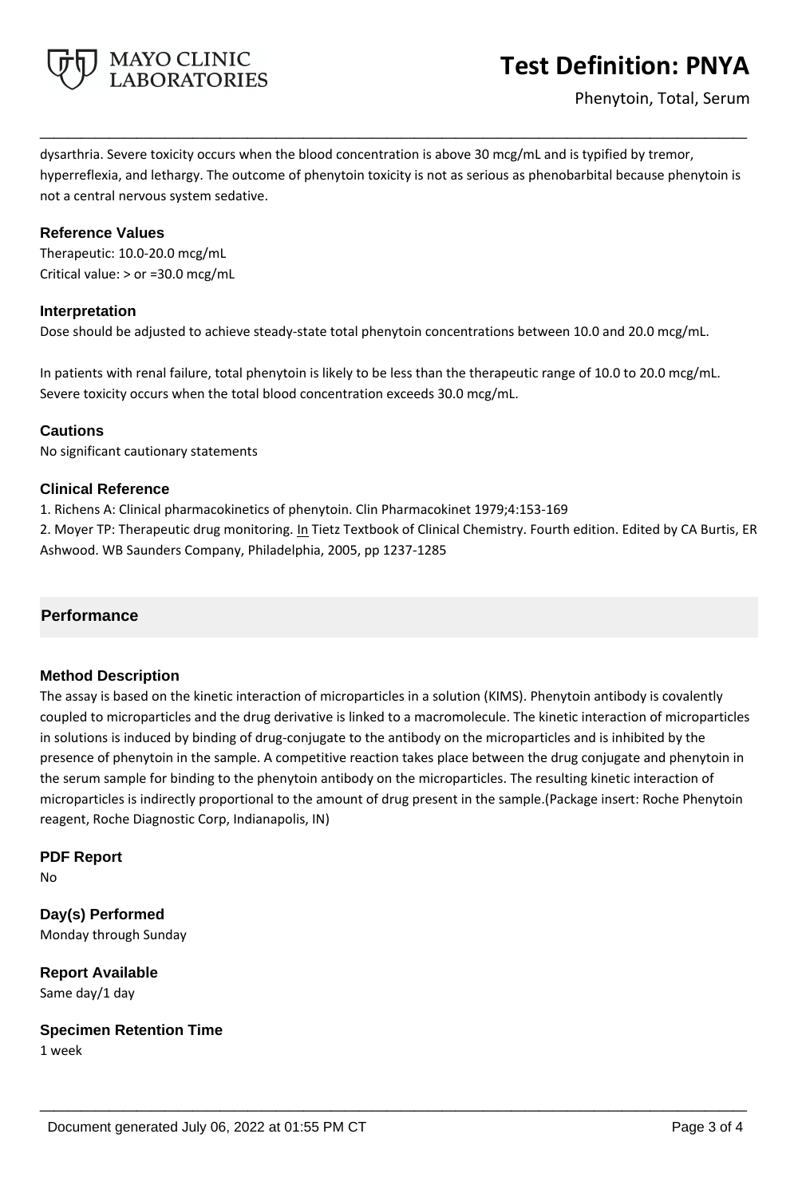dysarthria. Severe toxicity occurs when the blood concentration is above 30 mcg/mL and is typified by tremor, hyperreflexia, and lethargy. The outcome of phenytoin toxicity is not as serious as phenobarbital because phenytoin is not a central nervous system sedative.

### Reference Values

Therapeutic: 10.0-20.0 mcg/mL

Critical value: > or =30.0 mcg/mL

### Interpretation

Dose should be adjusted to achieve steady-state total phenytoin concentrations between 10.0 and 20.0 mcg/mL.

In patients with renal failure, total phenytoin is likely to be less than the therapeutic range of 10.0 to 20.0 mcg/mL. Severe toxicity occurs when the total blood concentration exceeds 30.0 mcg/mL.

### Cautions

No significant cautionary statements

### Clinical Reference

1. Richens A: Clinical pharmacokinetics of phenytoin. Clin Pharmacokinet 1979;4:153-169
2. Moyer TP: Therapeutic drug monitoring. In Tietz Textbook of Clinical Chemistry. Fourth edition. Edited by CA Burtis, ER Ashwood. WB Saunders Company, Philadelphia, 2005, pp 1237-1285

## Performance

### Method Description

The assay is based on the kinetic interaction of microparticles in a solution (KIMS). Phenytoin antibody is covalently coupled to microparticles and the drug derivative is linked to a macromolecule. The kinetic interaction of microparticles in solutions is induced by binding of drug-conjugate to the antibody on the microparticles and is inhibited by the presence of phenytoin in the sample. A competitive reaction takes place between the drug conjugate and phenytoin in the serum sample for binding to the phenytoin antibody on the microparticles. The resulting kinetic interaction of microparticles is indirectly proportional to the amount of drug present in the sample.(Package insert: Roche Phenytoin reagent, Roche Diagnostic Corp, Indianapolis, IN)

### PDF Report

No

### Day(s) Performed

Monday through Sunday

### Report Available

Same day/1 day

### Specimen Retention Time

1 week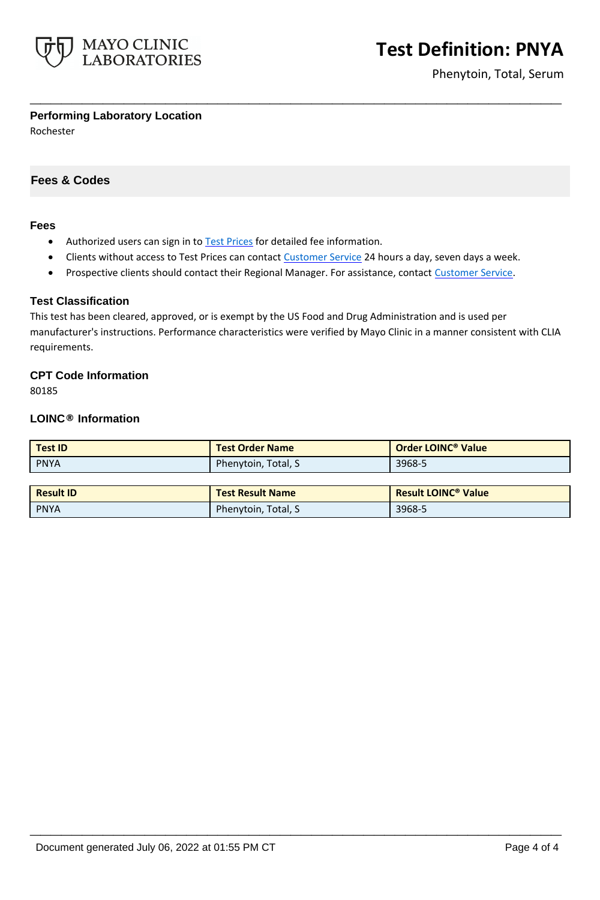**Performing Laboratory Location**

Rochester

## Fees & Codes

### Fees

- Authorized users can sign in to Test Prices for detailed fee information.
- Clients without access to Test Prices can contact Customer Service 24 hours a day, seven days a week.
- Prospective clients should contact their Regional Manager. For assistance, contact Customer Service.

### Test Classification

This test has been cleared, approved, or is exempt by the US Food and Drug Administration and is used per manufacturer's instructions. Performance characteristics were verified by Mayo Clinic in a manner consistent with CLIA requirements.

### CPT Code Information

80185

### LOINC® Information

| Test ID | Test Order Name | Order LOINC® Value |
|---|---|---|
| PNYA | Phenytoin, Total, S | 3968-5 |

| Result ID | Test Result Name | Result LOINC® Value |
|---|---|---|
| PNYA | Phenytoin, Total, S | 3968-5 |